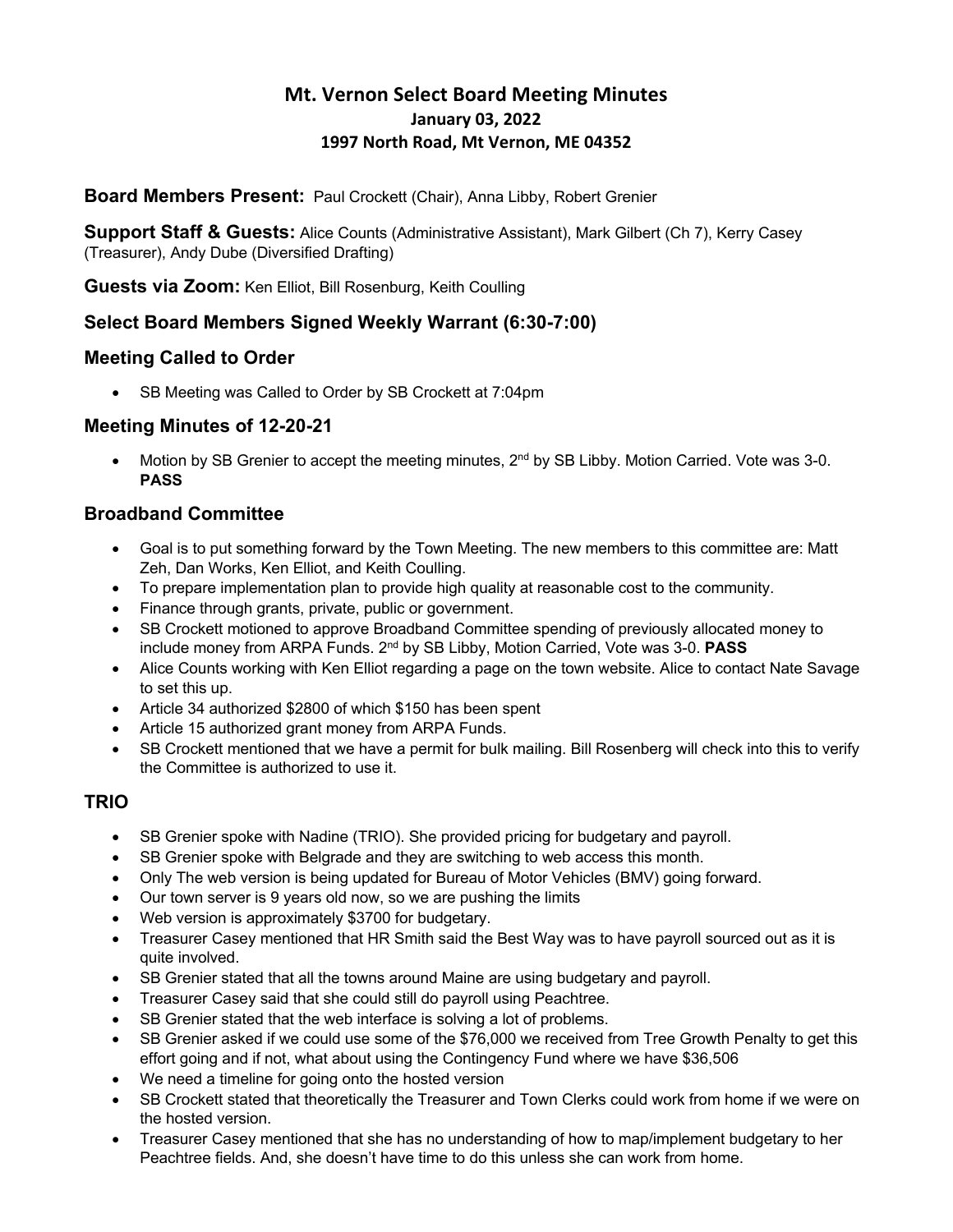# Mt. Vernon Select Board Meeting Minutes

**January 03, 2022**

**1997 North Road, Mt Vernon, ME 04352**

**Board Members Present:** Paul Crockett (Chair), Anna Libby, Robert Grenier

**Support Staff & Guests:** Alice Counts (Administrative Assistant), Mark Gilbert (Ch 7), Kerry Casey (Treasurer), Andy Dube (Diversified Drafting)

**Guests via Zoom:** Ken Elliot, Bill Rosenburg, Keith Coulling

## Select Board Members Signed Weekly Warrant (6:30-7:00)

## Meeting Called to Order

- SB Meeting was Called to Order by SB Crockett at 7:04pm

## Meeting Minutes of 12-20-21

- Motion by SB Grenier to accept the meeting minutes, 2nd by SB Libby. Motion Carried. Vote was 3-0. **PASS**

## Broadband Committee

- Goal is to put something forward by the Town Meeting. The new members to this committee are: Matt Zeh, Dan Works, Ken Elliot, and Keith Coulling.
- To prepare implementation plan to provide high quality at reasonable cost to the community.
- Finance through grants, private, public or government.
- SB Crockett motioned to approve Broadband Committee spending of previously allocated money to include money from ARPA Funds. 2nd by SB Libby, Motion Carried, Vote was 3-0. **PASS**
- Alice Counts working with Ken Elliot regarding a page on the town website. Alice to contact Nate Savage to set this up.
- Article 34 authorized $2800 of which $150 has been spent
- Article 15 authorized grant money from ARPA Funds.
- SB Crockett mentioned that we have a permit for bulk mailing. Bill Rosenberg will check into this to verify the Committee is authorized to use it.

## TRIO

- SB Grenier spoke with Nadine (TRIO). She provided pricing for budgetary and payroll.
- SB Grenier spoke with Belgrade and they are switching to web access this month.
- Only The web version is being updated for Bureau of Motor Vehicles (BMV) going forward.
- Our town server is 9 years old now, so we are pushing the limits
- Web version is approximately $3700 for budgetary.
- Treasurer Casey mentioned that HR Smith said the Best Way was to have payroll sourced out as it is quite involved.
- SB Grenier stated that all the towns around Maine are using budgetary and payroll.
- Treasurer Casey said that she could still do payroll using Peachtree.
- SB Grenier stated that the web interface is solving a lot of problems.
- SB Grenier asked if we could use some of the $76,000 we received from Tree Growth Penalty to get this effort going and if not, what about using the Contingency Fund where we have $36,506
- We need a timeline for going onto the hosted version
- SB Crockett stated that theoretically the Treasurer and Town Clerks could work from home if we were on the hosted version.
- Treasurer Casey mentioned that she has no understanding of how to map/implement budgetary to her Peachtree fields. And, she doesn't have time to do this unless she can work from home.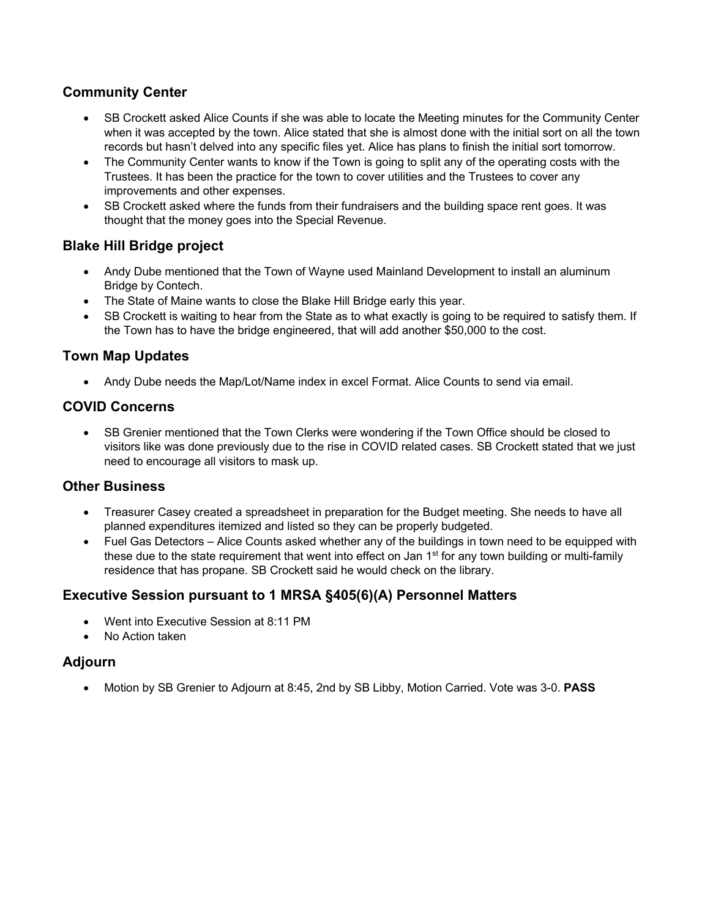## Community Center

- SB Crockett asked Alice Counts if she was able to locate the Meeting minutes for the Community Center when it was accepted by the town. Alice stated that she is almost done with the initial sort on all the town records but hasn't delved into any specific files yet. Alice has plans to finish the initial sort tomorrow.
- The Community Center wants to know if the Town is going to split any of the operating costs with the Trustees. It has been the practice for the town to cover utilities and the Trustees to cover any improvements and other expenses.
- SB Crockett asked where the funds from their fundraisers and the building space rent goes. It was thought that the money goes into the Special Revenue.

## Blake Hill Bridge project

- Andy Dube mentioned that the Town of Wayne used Mainland Development to install an aluminum Bridge by Contech.
- The State of Maine wants to close the Blake Hill Bridge early this year.
- SB Crockett is waiting to hear from the State as to what exactly is going to be required to satisfy them. If the Town has to have the bridge engineered, that will add another $50,000 to the cost.

## Town Map Updates

- Andy Dube needs the Map/Lot/Name index in excel Format. Alice Counts to send via email.

## COVID Concerns

- SB Grenier mentioned that the Town Clerks were wondering if the Town Office should be closed to visitors like was done previously due to the rise in COVID related cases. SB Crockett stated that we just need to encourage all visitors to mask up.

## Other Business

- Treasurer Casey created a spreadsheet in preparation for the Budget meeting. She needs to have all planned expenditures itemized and listed so they can be properly budgeted.
- Fuel Gas Detectors – Alice Counts asked whether any of the buildings in town need to be equipped with these due to the state requirement that went into effect on Jan 1st for any town building or multi-family residence that has propane. SB Crockett said he would check on the library.

## Executive Session pursuant to 1 MRSA §405(6)(A) Personnel Matters

- Went into Executive Session at 8:11 PM
- No Action taken

## Adjourn

- Motion by SB Grenier to Adjourn at 8:45, 2nd by SB Libby, Motion Carried. Vote was 3-0. **PASS**